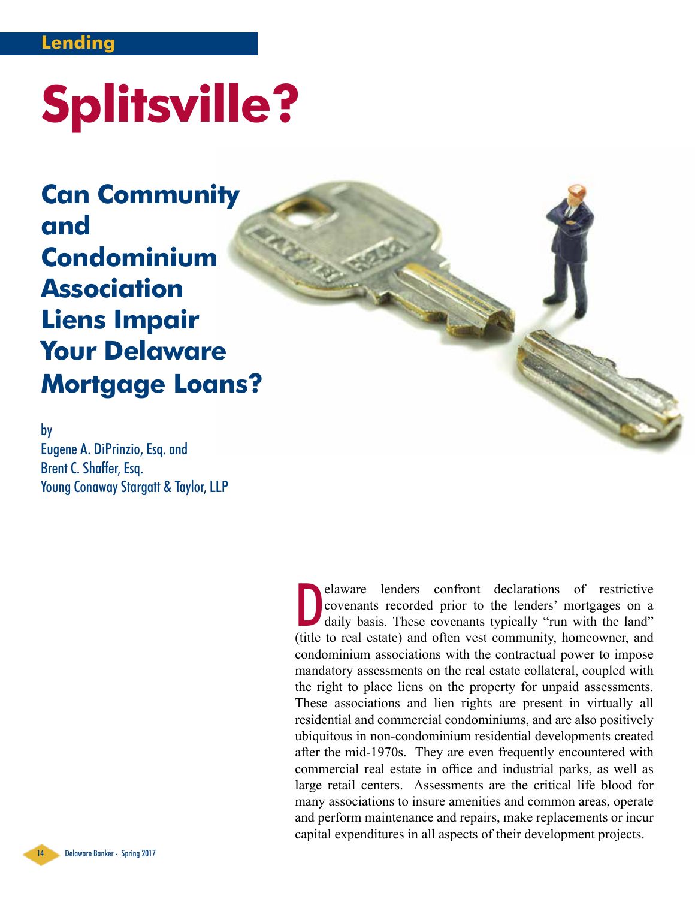Lending

# Splitsville?

## Can Community and Condominium Association Liens Impair Your Delaware Mortgage Loans?

by
Eugene A. DiPrinzio, Esq. and
Brent C. Shaffer, Esq.
Young Conaway Stargatt & Taylor, LLP

Delaware lenders confront declarations of restrictive covenants recorded prior to the lenders' mortgages on a daily basis. These covenants typically "run with the land" (title to real estate) and often vest community, homeowner, and condominium associations with the contractual power to impose mandatory assessments on the real estate collateral, coupled with the right to place liens on the property for unpaid assessments. These associations and lien rights are present in virtually all residential and commercial condominiums, and are also positively ubiquitous in non-condominium residential developments created after the mid-1970s. They are even frequently encountered with commercial real estate in office and industrial parks, as well as large retail centers. Assessments are the critical life blood for many associations to insure amenities and common areas, operate and perform maintenance and repairs, make replacements or incur capital expenditures in all aspects of their development projects.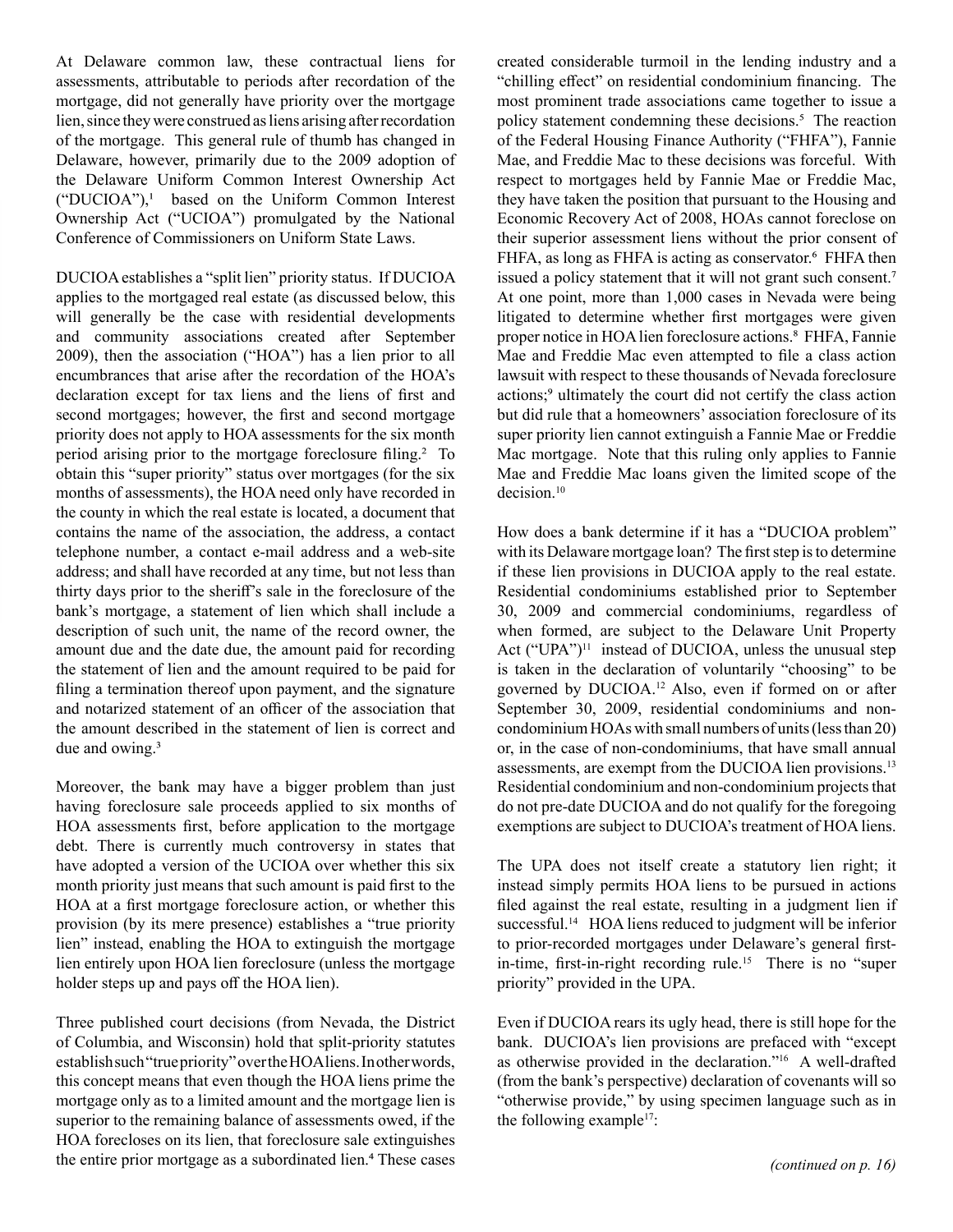At Delaware common law, these contractual liens for assessments, attributable to periods after recordation of the mortgage, did not generally have priority over the mortgage lien, since they were construed as liens arising after recordation of the mortgage. This general rule of thumb has changed in Delaware, however, primarily due to the 2009 adoption of the Delaware Uniform Common Interest Ownership Act ("DUCIOA"),[1] based on the Uniform Common Interest Ownership Act ("UCIOA") promulgated by the National Conference of Commissioners on Uniform State Laws.

DUCIOA establishes a "split lien" priority status. If DUCIOA applies to the mortgaged real estate (as discussed below, this will generally be the case with residential developments and community associations created after September 2009), then the association ("HOA") has a lien prior to all encumbrances that arise after the recordation of the HOA's declaration except for tax liens and the liens of first and second mortgages; however, the first and second mortgage priority does not apply to HOA assessments for the six month period arising prior to the mortgage foreclosure filing.[2] To obtain this "super priority" status over mortgages (for the six months of assessments), the HOA need only have recorded in the county in which the real estate is located, a document that contains the name of the association, the address, a contact telephone number, a contact e-mail address and a web-site address; and shall have recorded at any time, but not less than thirty days prior to the sheriff's sale in the foreclosure of the bank's mortgage, a statement of lien which shall include a description of such unit, the name of the record owner, the amount due and the date due, the amount paid for recording the statement of lien and the amount required to be paid for filing a termination thereof upon payment, and the signature and notarized statement of an officer of the association that the amount described in the statement of lien is correct and due and owing.[3]

Moreover, the bank may have a bigger problem than just having foreclosure sale proceeds applied to six months of HOA assessments first, before application to the mortgage debt. There is currently much controversy in states that have adopted a version of the UCIOA over whether this six month priority just means that such amount is paid first to the HOA at a first mortgage foreclosure action, or whether this provision (by its mere presence) establishes a "true priority lien" instead, enabling the HOA to extinguish the mortgage lien entirely upon HOA lien foreclosure (unless the mortgage holder steps up and pays off the HOA lien).

Three published court decisions (from Nevada, the District of Columbia, and Wisconsin) hold that split-priority statutes establish such "true priority" over the HOA liens. In other words, this concept means that even though the HOA liens prime the mortgage only as to a limited amount and the mortgage lien is superior to the remaining balance of assessments owed, if the HOA forecloses on its lien, that foreclosure sale extinguishes the entire prior mortgage as a subordinated lien.[4] These cases created considerable turmoil in the lending industry and a "chilling effect" on residential condominium financing. The most prominent trade associations came together to issue a policy statement condemning these decisions.[5] The reaction of the Federal Housing Finance Authority ("FHFA"), Fannie Mae, and Freddie Mac to these decisions was forceful. With respect to mortgages held by Fannie Mae or Freddie Mac, they have taken the position that pursuant to the Housing and Economic Recovery Act of 2008, HOAs cannot foreclose on their superior assessment liens without the prior consent of FHFA, as long as FHFA is acting as conservator.[6] FHFA then issued a policy statement that it will not grant such consent.[7] At one point, more than 1,000 cases in Nevada were being litigated to determine whether first mortgages were given proper notice in HOA lien foreclosure actions.[8] FHFA, Fannie Mae and Freddie Mac even attempted to file a class action lawsuit with respect to these thousands of Nevada foreclosure actions;[9] ultimately the court did not certify the class action but did rule that a homeowners' association foreclosure of its super priority lien cannot extinguish a Fannie Mae or Freddie Mac mortgage. Note that this ruling only applies to Fannie Mae and Freddie Mac loans given the limited scope of the decision.[10]

How does a bank determine if it has a "DUCIOA problem" with its Delaware mortgage loan? The first step is to determine if these lien provisions in DUCIOA apply to the real estate. Residential condominiums established prior to September 30, 2009 and commercial condominiums, regardless of when formed, are subject to the Delaware Unit Property Act ("UPA")[11] instead of DUCIOA, unless the unusual step is taken in the declaration of voluntarily "choosing" to be governed by DUCIOA.[12] Also, even if formed on or after September 30, 2009, residential condominiums and non-condominium HOAs with small numbers of units (less than 20) or, in the case of non-condominiums, that have small annual assessments, are exempt from the DUCIOA lien provisions.[13] Residential condominium and non-condominium projects that do not pre-date DUCIOA and do not qualify for the foregoing exemptions are subject to DUCIOA's treatment of HOA liens.

The UPA does not itself create a statutory lien right; it instead simply permits HOA liens to be pursued in actions filed against the real estate, resulting in a judgment lien if successful.[14] HOA liens reduced to judgment will be inferior to prior-recorded mortgages under Delaware's general first-in-time, first-in-right recording rule.[15] There is no "super priority" provided in the UPA.

Even if DUCIOA rears its ugly head, there is still hope for the bank. DUCIOA's lien provisions are prefaced with "except as otherwise provided in the declaration."[16] A well-drafted (from the bank's perspective) declaration of covenants will so "otherwise provide," by using specimen language such as in the following example[17]:

*(continued on p. 16)*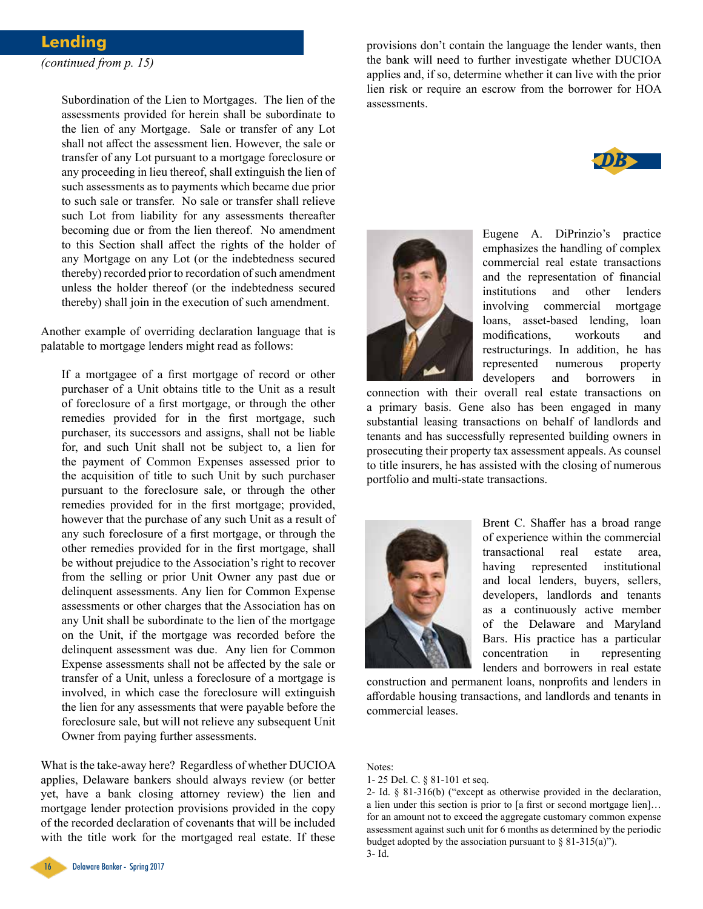## Lending

*(continued from p. 15)*

> Subordination of the Lien to Mortgages. The lien of the assessments provided for herein shall be subordinate to the lien of any Mortgage. Sale or transfer of any Lot shall not affect the assessment lien. However, the sale or transfer of any Lot pursuant to a mortgage foreclosure or any proceeding in lieu thereof, shall extinguish the lien of such assessments as to payments which became due prior to such sale or transfer. No sale or transfer shall relieve such Lot from liability for any assessments thereafter becoming due or from the lien thereof. No amendment to this Section shall affect the rights of the holder of any Mortgage on any Lot (or the indebtedness secured thereby) recorded prior to recordation of such amendment unless the holder thereof (or the indebtedness secured thereby) shall join in the execution of such amendment.

Another example of overriding declaration language that is palatable to mortgage lenders might read as follows:

> If a mortgagee of a first mortgage of record or other purchaser of a Unit obtains title to the Unit as a result of foreclosure of a first mortgage, or through the other remedies provided for in the first mortgage, such purchaser, its successors and assigns, shall not be liable for, and such Unit shall not be subject to, a lien for the payment of Common Expenses assessed prior to the acquisition of title to such Unit by such purchaser pursuant to the foreclosure sale, or through the other remedies provided for in the first mortgage; provided, however that the purchase of any such Unit as a result of any such foreclosure of a first mortgage, or through the other remedies provided for in the first mortgage, shall be without prejudice to the Association's right to recover from the selling or prior Unit Owner any past due or delinquent assessments. Any lien for Common Expense assessments or other charges that the Association has on any Unit shall be subordinate to the lien of the mortgage on the Unit, if the mortgage was recorded before the delinquent assessment was due. Any lien for Common Expense assessments shall not be affected by the sale or transfer of a Unit, unless a foreclosure of a mortgage is involved, in which case the foreclosure will extinguish the lien for any assessments that were payable before the foreclosure sale, but will not relieve any subsequent Unit Owner from paying further assessments.

What is the take-away here? Regardless of whether DUCIOA applies, Delaware bankers should always review (or better yet, have a bank closing attorney review) the lien and mortgage lender protection provisions provided in the copy of the recorded declaration of covenants that will be included with the title work for the mortgaged real estate. If these provisions don't contain the language the lender wants, then the bank will need to further investigate whether DUCIOA applies and, if so, determine whether it can live with the prior lien risk or require an escrow from the borrower for HOA assessments.

Eugene A. DiPrinzio's practice emphasizes the handling of complex commercial real estate transactions and the representation of financial institutions and other lenders involving commercial mortgage loans, asset-based lending, loan modifications, workouts and restructurings. In addition, he has represented numerous property developers and borrowers in connection with their overall real estate transactions on a primary basis. Gene also has been engaged in many substantial leasing transactions on behalf of landlords and tenants and has successfully represented building owners in prosecuting their property tax assessment appeals. As counsel to title insurers, he has assisted with the closing of numerous portfolio and multi-state transactions.

Brent C. Shaffer has a broad range of experience within the commercial transactional real estate area, having represented institutional and local lenders, buyers, sellers, developers, landlords and tenants as a continuously active member of the Delaware and Maryland Bars. His practice has a particular concentration in representing lenders and borrowers in real estate construction and permanent loans, nonprofits and lenders in affordable housing transactions, and landlords and tenants in commercial leases.

Notes:

1- 25 Del. C. § 81-101 et seq.

2- Id. § 81-316(b) ("except as otherwise provided in the declaration, a lien under this section is prior to [a first or second mortgage lien]… for an amount not to exceed the aggregate customary common expense assessment against such unit for 6 months as determined by the periodic budget adopted by the association pursuant to § 81-315(a)").

3- Id.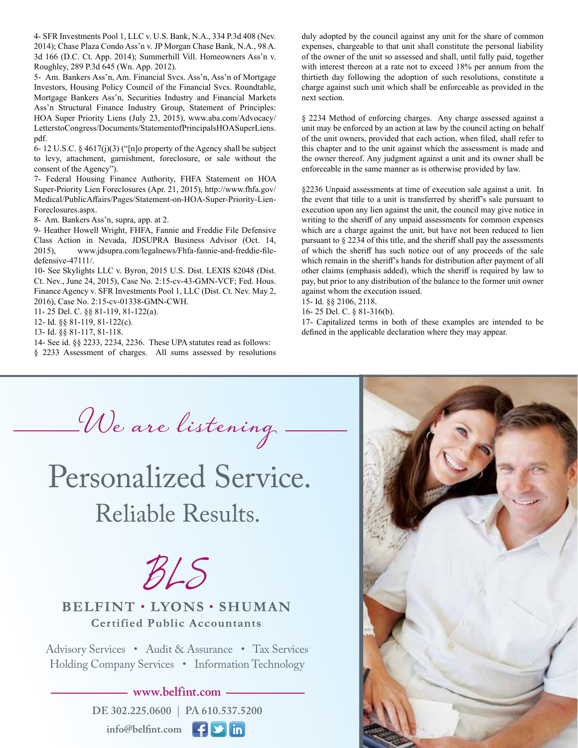4- SFR Investments Pool 1, LLC v. U.S. Bank, N.A., 334 P.3d 408 (Nev. 2014); Chase Plaza Condo Ass'n v. JP Morgan Chase Bank, N.A., 98 A. 3d 166 (D.C. Ct. App. 2014); Summerhill Vill. Homeowners Ass'n v. Roughley, 289 P.3d 645 (Wn. App. 2012).

5- Am. Bankers Ass'n, Am. Financial Svcs. Ass'n, Ass'n of Mortgage Investors, Housing Policy Council of the Financial Svcs. Roundtable, Mortgage Bankers Ass'n, Securities Industry and Financial Markets Ass'n Structural Finance Industry Group, Statement of Principles: HOA Super Priority Liens (July 23, 2015), www.aba.com/Advocacy/LetterstoCongress/Documents/StatementofPrincipalsHOASuperLiens.pdf.

6- 12 U.S.C. § 4617(j)(3) ("[n]o property of the Agency shall be subject to levy, attachment, garnishment, foreclosure, or sale without the consent of the Agency").

7- Federal Housing Finance Authority, FHFA Statement on HOA Super-Priority Lien Foreclosures (Apr. 21, 2015), http://www.fhfa.gov/Medical/PublicAffairs/Pages/Statement-on-HOA-Super-Priority-Lien-Foreclosures.aspx.

8- Am. Bankers Ass'n, supra, app. at 2.

9- Heather Howell Wright, FHFA, Fannie and Freddie File Defensive Class Action in Nevada, JDSUPRA Business Advisor (Oct. 14, 2015), www.jdsupra.com/legalnews/Fhfa-fannie-and-freddie-file-defensive-47111/.

10- See Skylights LLC v. Byron, 2015 U.S. Dist. LEXIS 82048 (Dist. Ct. Nev., June 24, 2015), Case No. 2:15-cv-43-GMN-VCF; Fed. Hous. Finance Agency v. SFR Investments Pool 1, LLC (Dist. Ct. Nev. May 2, 2016), Case No. 2:15-cv-01338-GMN-CWH.

11- 25 Del. C. §§ 81-119, 81-122(a).

12- Id. §§ 81-119, 81-122(c).

13- Id. §§ 81-117, 81-118.

14- See id. §§ 2233, 2234, 2236. These UPA statutes read as follows:

§ 2233 Assessment of charges. All sums assessed by resolutions duly adopted by the council against any unit for the share of common expenses, chargeable to that unit shall constitute the personal liability of the owner of the unit so assessed and shall, until fully paid, together with interest thereon at a rate not to exceed 18% per annum from the thirtieth day following the adoption of such resolutions, constitute a charge against such unit which shall be enforceable as provided in the next section.

§ 2234 Method of enforcing charges. Any charge assessed against a unit may be enforced by an action at law by the council acting on behalf of the unit owners, provided that each action, when filed, shall refer to this chapter and to the unit against which the assessment is made and the owner thereof. Any judgment against a unit and its owner shall be enforceable in the same manner as is otherwise provided by law.

§2236 Unpaid assessments at time of execution sale against a unit. In the event that title to a unit is transferred by sheriff's sale pursuant to execution upon any lien against the unit, the council may give notice in writing to the sheriff of any unpaid assessments for common expenses which are a charge against the unit, but have not been reduced to lien pursuant to § 2234 of this title, and the sheriff shall pay the assessments of which the sheriff has such notice out of any proceeds of the sale which remain in the sheriff's hands for distribution after payment of all other claims (emphasis added), which the sheriff is required by law to pay, but prior to any distribution of the balance to the former unit owner against whom the execution issued.

15- Id. §§ 2106, 2118.

16- 25 Del. C. § 81-316(b).

17- Capitalized terms in both of these examples are intended to be defined in the applicable declaration where they may appear.

*We are listening*

Personalized Service.
Reliable Results.

BLS

**BELFINT • LYONS • SHUMAN**
**Certified Public Accountants**

Advisory Services • Audit & Assurance • Tax Services
Holding Company Services • Information Technology

**www.belfint.com**

**DE 302.225.0600 | PA 610.537.5200**

**info@belfint.com**